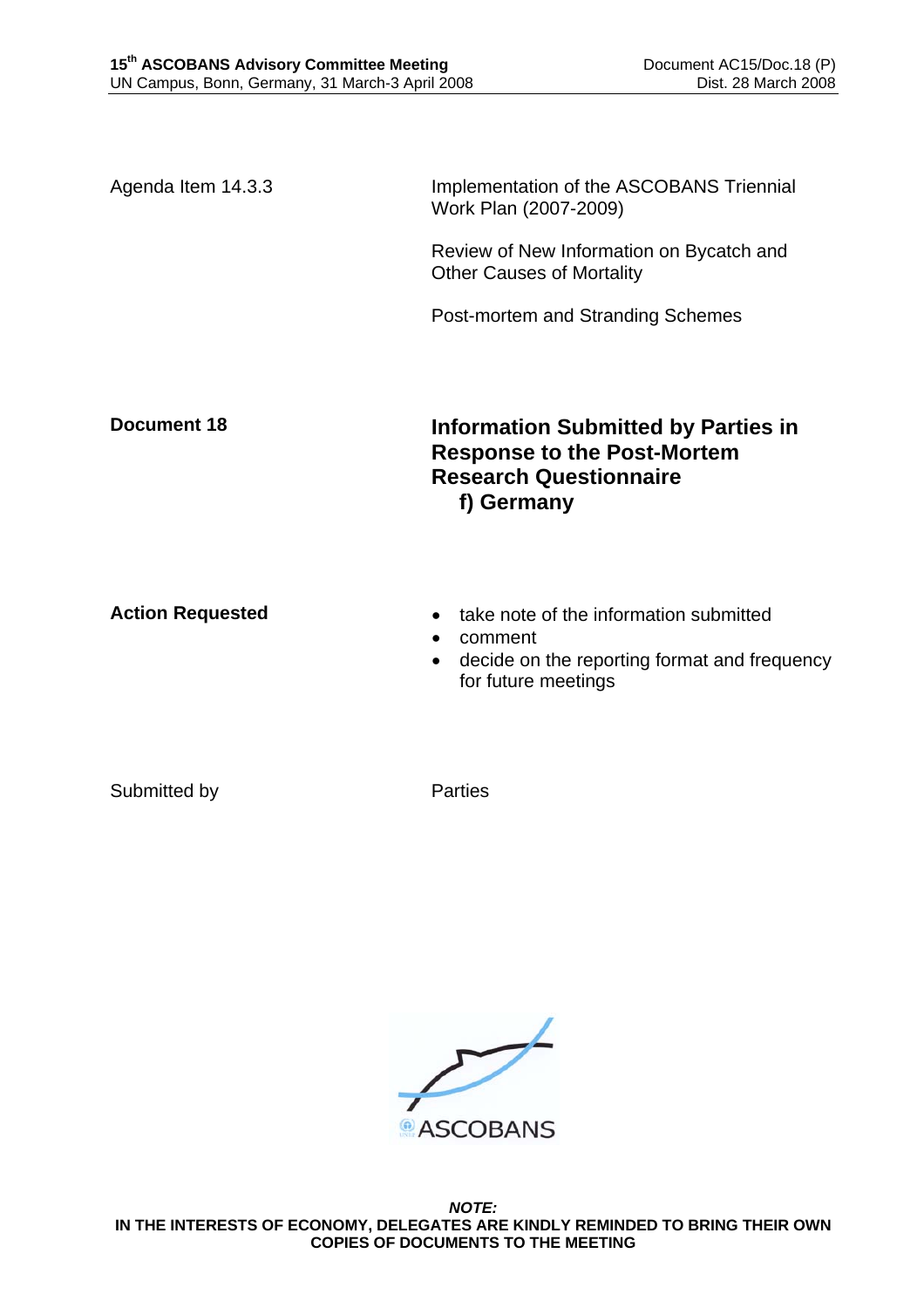Agenda Item 14.3.3

Implementation of the ASCOBANS Triennial Work Plan (2007-2009)

Review of New Information on Bycatch and Other Causes of Mortality

Post-mortem and Stranding Schemes

**Document 18**

# Information Submitted by Parties in Response to the Post-Mortem Research Questionnaire
## f) Germany

**Action Requested**

- take note of the information submitted
- comment
- decide on the reporting format and frequency for future meetings

Submitted by

Parties

ASCOBANS

***NOTE:***
**IN THE INTERESTS OF ECONOMY, DELEGATES ARE KINDLY REMINDED TO BRING THEIR OWN COPIES OF DOCUMENTS TO THE MEETING**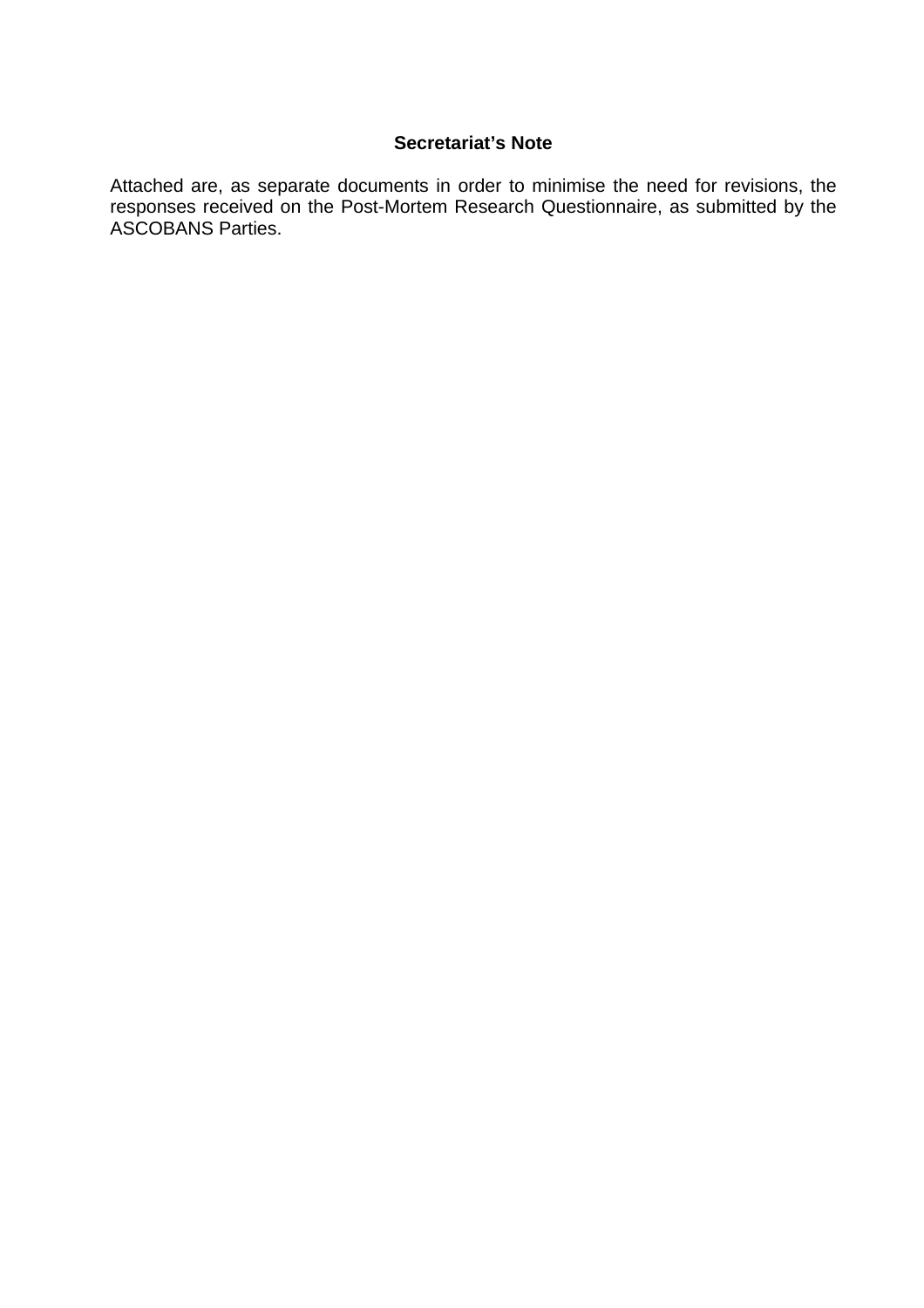**Secretariat's Note**

Attached are, as separate documents in order to minimise the need for revisions, the responses received on the Post-Mortem Research Questionnaire, as submitted by the ASCOBANS Parties.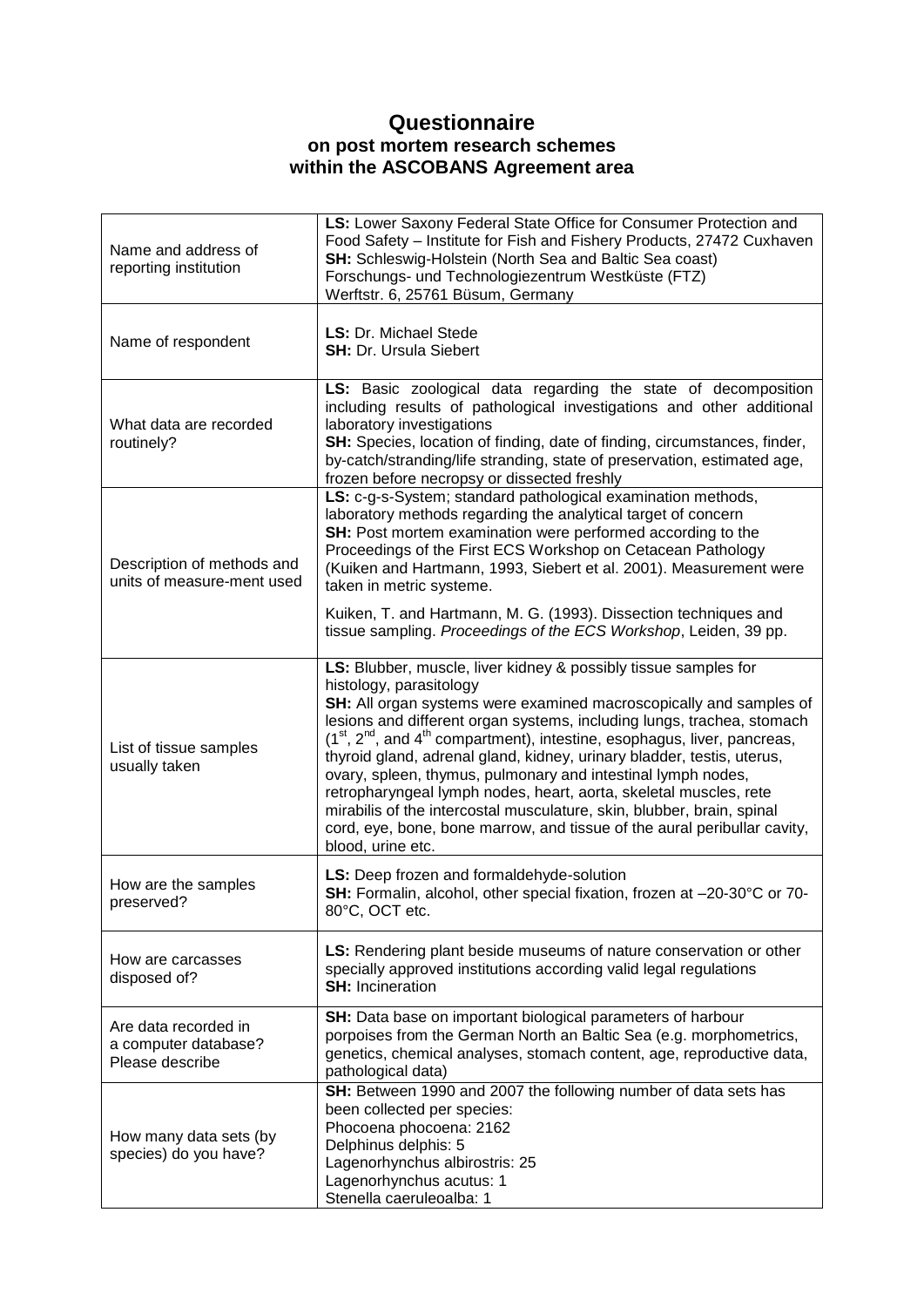## Questionnaire
### on post mortem research schemes within the ASCOBANS Agreement area

| | |
|---|---|
| Name and address of reporting institution | **LS:** Lower Saxony Federal State Office for Consumer Protection and Food Safety – Institute for Fish and Fishery Products, 27472 Cuxhaven<br>**SH:** Schleswig-Holstein (North Sea and Baltic Sea coast) Forschungs- und Technologiezentrum Westküste (FTZ) Werftstr. 6, 25761 Büsum, Germany |
| Name of respondent | **LS:** Dr. Michael Stede<br>**SH:** Dr. Ursula Siebert |
| What data are recorded routinely? | **LS:** Basic zoological data regarding the state of decomposition including results of pathological investigations and other additional laboratory investigations<br>**SH:** Species, location of finding, date of finding, circumstances, finder, by-catch/stranding/life stranding, state of preservation, estimated age, frozen before necropsy or dissected freshly |
| Description of methods and units of measure-ment used | **LS:** c-g-s-System; standard pathological examination methods, laboratory methods regarding the analytical target of concern<br>**SH:** Post mortem examination were performed according to the Proceedings of the First ECS Workshop on Cetacean Pathology (Kuiken and Hartmann, 1993, Siebert et al. 2001). Measurement were taken in metric systeme.<br><br>Kuiken, T. and Hartmann, M. G. (1993). Dissection techniques and tissue sampling. *Proceedings of the ECS Workshop*, Leiden, 39 pp. |
| List of tissue samples usually taken | **LS:** Blubber, muscle, liver kidney & possibly tissue samples for histology, parasitology<br>**SH:** All organ systems were examined macroscopically and samples of lesions and different organ systems, including lungs, trachea, stomach (1st, 2nd, and 4th compartment), intestine, esophagus, liver, pancreas, thyroid gland, adrenal gland, kidney, urinary bladder, testis, uterus, ovary, spleen, thymus, pulmonary and intestinal lymph nodes, retropharyngeal lymph nodes, heart, aorta, skeletal muscles, rete mirabilis of the intercostal musculature, skin, blubber, brain, spinal cord, eye, bone, bone marrow, and tissue of the aural peribullar cavity, blood, urine etc. |
| How are the samples preserved? | **LS:** Deep frozen and formaldehyde-solution<br>**SH:** Formalin, alcohol, other special fixation, frozen at –20-30°C or 70-80°C, OCT etc. |
| How are carcasses disposed of? | **LS:** Rendering plant beside museums of nature conservation or other specially approved institutions according valid legal regulations<br>**SH:** Incineration |
| Are data recorded in a computer database? Please describe | **SH:** Data base on important biological parameters of harbour porpoises from the German North an Baltic Sea (e.g. morphometrics, genetics, chemical analyses, stomach content, age, reproductive data, pathological data) |
| How many data sets (by species) do you have? | **SH:** Between 1990 and 2007 the following number of data sets has been collected per species:<br>Phocoena phocoena: 2162<br>Delphinus delphis: 5<br>Lagenorhynchus albirostris: 25<br>Lagenorhynchus acutus: 1<br>Stenella caeruleoalba: 1 |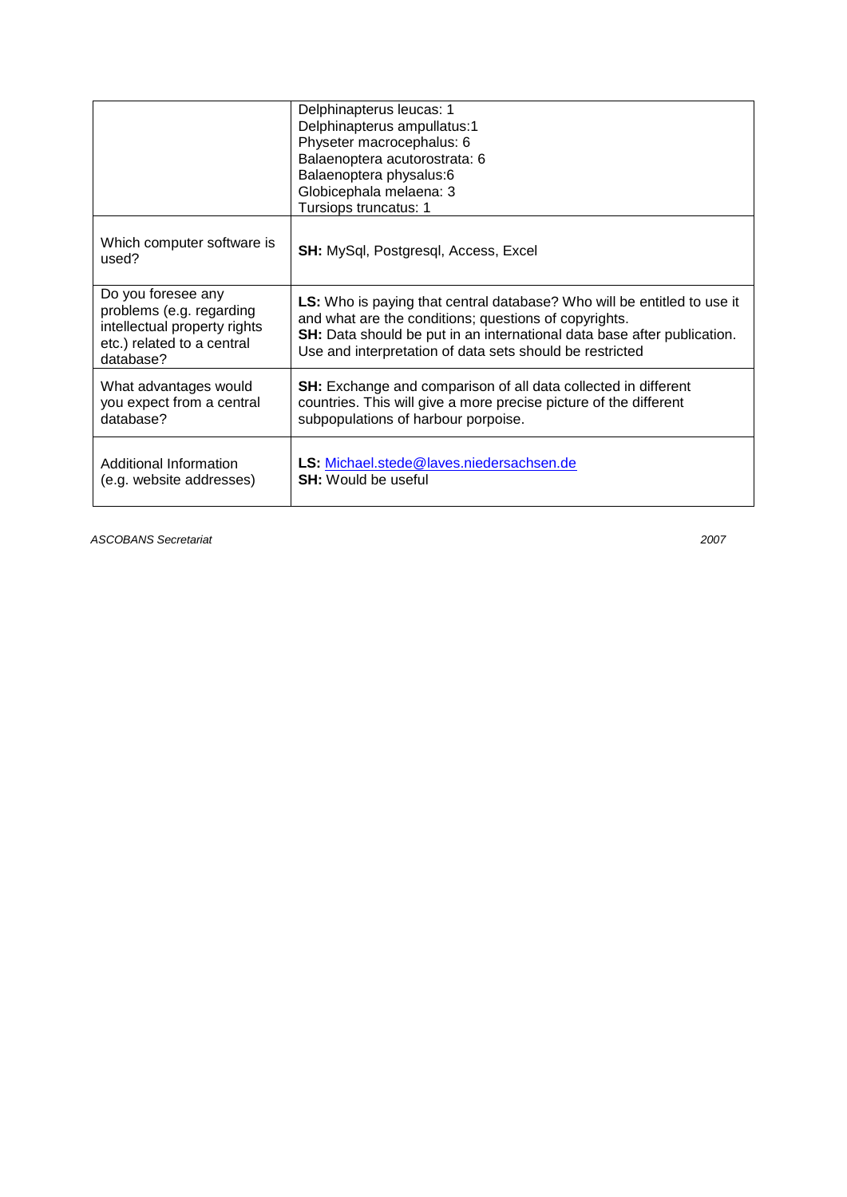| | |
|---|---|
| | Delphinapterus leucas: 1<br>Delphinapterus ampullatus:1<br>Physeter macrocephalus: 6<br>Balaenoptera acutorostrata: 6<br>Balaenoptera physalus:6<br>Globicephala melaena: 3<br>Tursiops truncatus: 1 |
| Which computer software is used? | **SH:** MySql, Postgresql, Access, Excel |
| Do you foresee any problems (e.g. regarding intellectual property rights etc.) related to a central database? | **LS:** Who is paying that central database? Who will be entitled to use it and what are the conditions; questions of copyrights.<br>**SH:** Data should be put in an international data base after publication. Use and interpretation of data sets should be restricted |
| What advantages would you expect from a central database? | **SH:** Exchange and comparison of all data collected in different countries. This will give a more precise picture of the different subpopulations of harbour porpoise. |
| Additional Information (e.g. website addresses) | **LS:** Michael.stede@laves.niedersachsen.de<br>**SH:** Would be useful |

*ASCOBANS Secretariat* *2007*